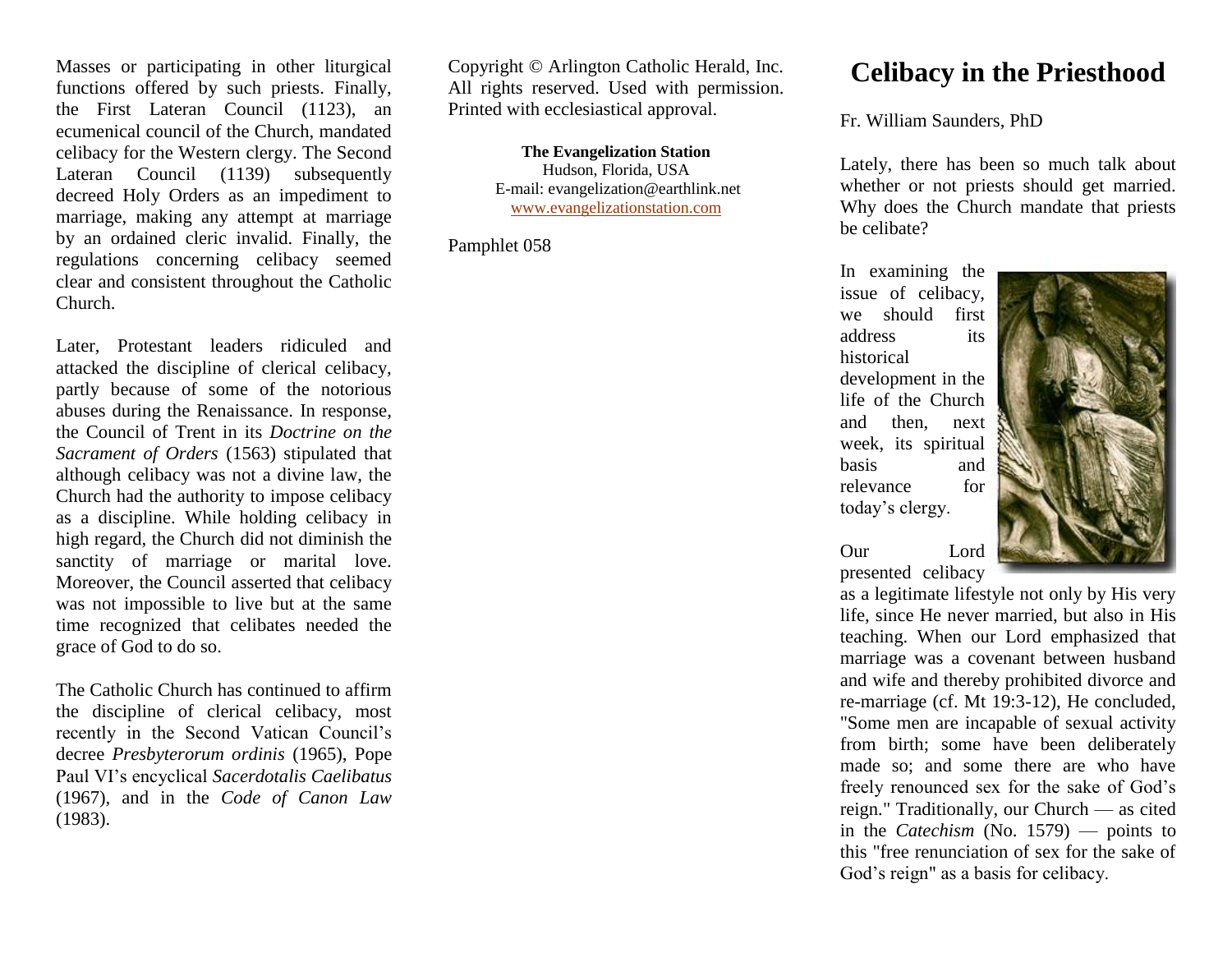Masses or participating in other liturgical functions offered by such priests. Finally, the First Lateran Council (1123), an ecumenical council of the Church, mandated celibacy for the Western clergy. The Second Lateran Council (1139) subsequently decreed Holy Orders as an impediment to marriage, making any attempt at marriage by an ordained cleric invalid. Finally, the regulations concerning celibacy seemed clear and consistent throughout the Catholic Church.

Later, Protestant leaders ridiculed and attacked the discipline of clerical celibacy, partly because of some of the notorious abuses during the Renaissance. In response, the Council of Trent in its *Doctrine on the Sacrament of Orders* (1563) stipulated that although celibacy was not a divine law, the Church had the authority to impose celibacy as a discipline. While holding celibacy in high regard, the Church did not diminish the sanctity of marriage or marital love. Moreover, the Council asserted that celibacy was not impossible to live but at the same time recognized that celibates needed the grace of God to do so.

The Catholic Church has continued to affirm the discipline of clerical celibacy, most recently in the Second Vatican Council's decree *Presbyterorum ordinis* (1965), Pope Paul VI's encyclical *Sacerdotalis Caelibatus* (1967), and in the *Code of Canon Law* (1983).

Copyright © Arlington Catholic Herald, Inc. All rights reserved. Used with permission. Printed with ecclesiastical approval.

**The Evangelization Station**
Hudson, Florida, USA
E-mail: evangelization@earthlink.net
www.evangelizationstation.com

Pamphlet 058

# Celibacy in the Priesthood

Fr. William Saunders, PhD

Lately, there has been so much talk about whether or not priests should get married. Why does the Church mandate that priests be celibate?

In examining the issue of celibacy, we should first address its historical development in the life of the Church and then, next week, its spiritual basis and relevance for today's clergy.

Our Lord presented celibacy as a legitimate lifestyle not only by His very life, since He never married, but also in His teaching. When our Lord emphasized that marriage was a covenant between husband and wife and thereby prohibited divorce and re-marriage (cf. Mt 19:3-12), He concluded, "Some men are incapable of sexual activity from birth; some have been deliberately made so; and some there are who have freely renounced sex for the sake of God's reign." Traditionally, our Church — as cited in the *Catechism* (No. 1579) — points to this "free renunciation of sex for the sake of God's reign" as a basis for celibacy.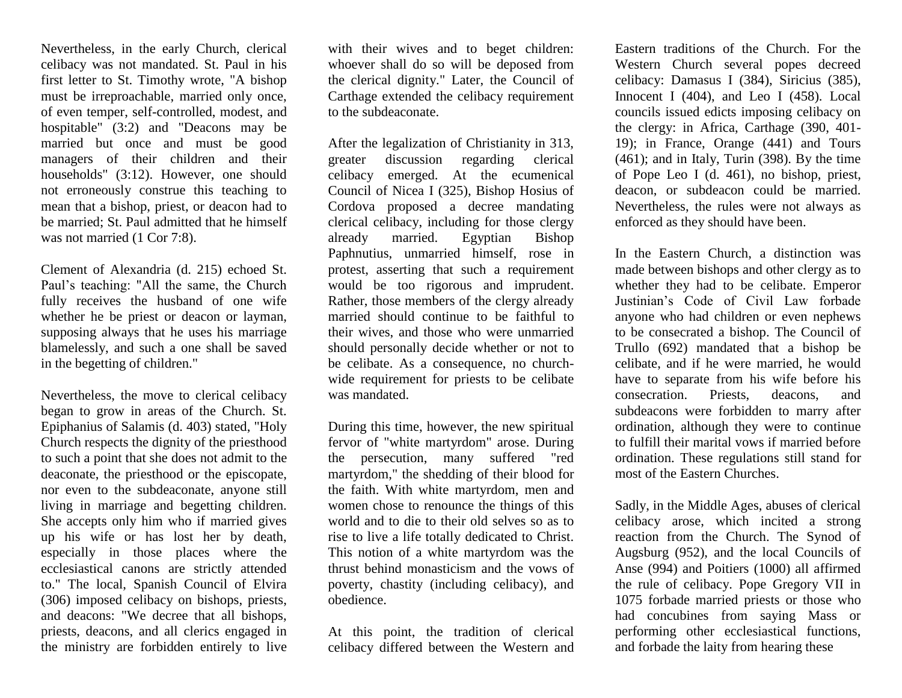Nevertheless, in the early Church, clerical celibacy was not mandated. St. Paul in his first letter to St. Timothy wrote, "A bishop must be irreproachable, married only once, of even temper, self-controlled, modest, and hospitable" (3:2) and "Deacons may be married but once and must be good managers of their children and their households" (3:12). However, one should not erroneously construe this teaching to mean that a bishop, priest, or deacon had to be married; St. Paul admitted that he himself was not married (1 Cor 7:8).

Clement of Alexandria (d. 215) echoed St. Paul's teaching: "All the same, the Church fully receives the husband of one wife whether he be priest or deacon or layman, supposing always that he uses his marriage blamelessly, and such a one shall be saved in the begetting of children."

Nevertheless, the move to clerical celibacy began to grow in areas of the Church. St. Epiphanius of Salamis (d. 403) stated, "Holy Church respects the dignity of the priesthood to such a point that she does not admit to the deaconate, the priesthood or the episcopate, nor even to the subdeaconate, anyone still living in marriage and begetting children. She accepts only him who if married gives up his wife or has lost her by death, especially in those places where the ecclesiastical canons are strictly attended to." The local, Spanish Council of Elvira (306) imposed celibacy on bishops, priests, and deacons: "We decree that all bishops, priests, deacons, and all clerics engaged in the ministry are forbidden entirely to live with their wives and to beget children: whoever shall do so will be deposed from the clerical dignity." Later, the Council of Carthage extended the celibacy requirement to the subdeaconate.

After the legalization of Christianity in 313, greater discussion regarding clerical celibacy emerged. At the ecumenical Council of Nicea I (325), Bishop Hosius of Cordova proposed a decree mandating clerical celibacy, including for those clergy already married. Egyptian Bishop Paphnutius, unmarried himself, rose in protest, asserting that such a requirement would be too rigorous and imprudent. Rather, those members of the clergy already married should continue to be faithful to their wives, and those who were unmarried should personally decide whether or not to be celibate. As a consequence, no church-wide requirement for priests to be celibate was mandated.

During this time, however, the new spiritual fervor of "white martyrdom" arose. During the persecution, many suffered "red martyrdom," the shedding of their blood for the faith. With white martyrdom, men and women chose to renounce the things of this world and to die to their old selves so as to rise to live a life totally dedicated to Christ. This notion of a white martyrdom was the thrust behind monasticism and the vows of poverty, chastity (including celibacy), and obedience.

At this point, the tradition of clerical celibacy differed between the Western and Eastern traditions of the Church. For the Western Church several popes decreed celibacy: Damasus I (384), Siricius (385), Innocent I (404), and Leo I (458). Local councils issued edicts imposing celibacy on the clergy: in Africa, Carthage (390, 401-19); in France, Orange (441) and Tours (461); and in Italy, Turin (398). By the time of Pope Leo I (d. 461), no bishop, priest, deacon, or subdeacon could be married. Nevertheless, the rules were not always as enforced as they should have been.

In the Eastern Church, a distinction was made between bishops and other clergy as to whether they had to be celibate. Emperor Justinian's Code of Civil Law forbade anyone who had children or even nephews to be consecrated a bishop. The Council of Trullo (692) mandated that a bishop be celibate, and if he were married, he would have to separate from his wife before his consecration. Priests, deacons, and subdeacons were forbidden to marry after ordination, although they were to continue to fulfill their marital vows if married before ordination. These regulations still stand for most of the Eastern Churches.

Sadly, in the Middle Ages, abuses of clerical celibacy arose, which incited a strong reaction from the Church. The Synod of Augsburg (952), and the local Councils of Anse (994) and Poitiers (1000) all affirmed the rule of celibacy. Pope Gregory VII in 1075 forbade married priests or those who had concubines from saying Mass or performing other ecclesiastical functions, and forbade the laity from hearing these